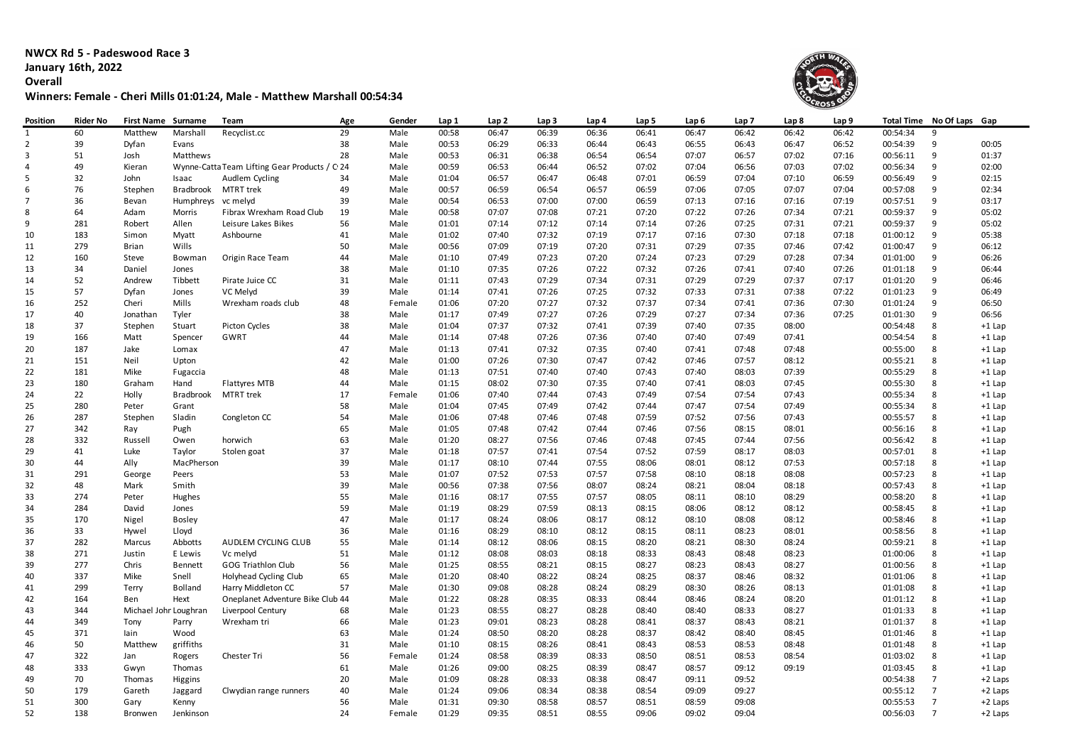**NWCX Rd 5 - Padeswood Race 3**
**January 16th, 2022**
**Overall**
**Winners: Female - Cheri Mills 01:01:24, Male - Matthew Marshall 00:54:34**

| Position | Rider No | First Name | Surname | Team | Age | Gender | Lap 1 | Lap 2 | Lap 3 | Lap 4 | Lap 5 | Lap 6 | Lap 7 | Lap 8 | Lap 9 | Total Time | No Of Laps | Gap |
|---|---|---|---|---|---|---|---|---|---|---|---|---|---|---|---|---|---|---|
| 1 | 60 | Matthew | Marshall | Recyclist.cc | 29 | Male | 00:58 | 06:47 | 06:39 | 06:36 | 06:41 | 06:47 | 06:42 | 06:42 | 06:42 | 00:54:34 | 9 | |
| 2 | 39 | Dyfan | Evans | | 38 | Male | 00:53 | 06:29 | 06:33 | 06:44 | 06:43 | 06:55 | 06:43 | 06:47 | 06:52 | 00:54:39 | 9 | 00:05 |
| 3 | 51 | Josh | Matthews | | 28 | Male | 00:53 | 06:31 | 06:38 | 06:54 | 06:54 | 07:07 | 06:57 | 07:02 | 07:16 | 00:56:11 | 9 | 01:37 |
| 4 | 49 | Kieran | Wynne-Catta | Team Lifting Gear Products / C | 24 | Male | 00:59 | 06:53 | 06:44 | 06:52 | 07:02 | 07:04 | 06:56 | 07:03 | 07:02 | 00:56:34 | 9 | 02:00 |
| 5 | 32 | John | Isaac | Audlem Cycling | 34 | Male | 01:04 | 06:57 | 06:47 | 06:48 | 07:01 | 06:59 | 07:04 | 07:10 | 06:59 | 00:56:49 | 9 | 02:15 |
| 6 | 76 | Stephen | Bradbrook | MTRT trek | 49 | Male | 00:57 | 06:59 | 06:54 | 06:57 | 06:59 | 07:06 | 07:05 | 07:07 | 07:04 | 00:57:08 | 9 | 02:34 |
| 7 | 36 | Bevan | Humphreys | vc melyd | 39 | Male | 00:54 | 06:53 | 07:00 | 07:00 | 06:59 | 07:13 | 07:16 | 07:16 | 07:19 | 00:57:51 | 9 | 03:17 |
| 8 | 64 | Adam | Morris | Fibrax Wrexham Road Club | 19 | Male | 00:58 | 07:07 | 07:08 | 07:21 | 07:20 | 07:22 | 07:26 | 07:34 | 07:21 | 00:59:37 | 9 | 05:02 |
| 9 | 281 | Robert | Allen | Leisure Lakes Bikes | 56 | Male | 01:01 | 07:14 | 07:12 | 07:14 | 07:14 | 07:26 | 07:25 | 07:31 | 07:21 | 00:59:37 | 9 | 05:02 |
| 10 | 183 | Simon | Myatt | Ashbourne | 41 | Male | 01:02 | 07:40 | 07:32 | 07:19 | 07:17 | 07:16 | 07:30 | 07:18 | 07:18 | 01:00:12 | 9 | 05:38 |
| 11 | 279 | Brian | Wills | | 50 | Male | 00:56 | 07:09 | 07:19 | 07:20 | 07:31 | 07:29 | 07:35 | 07:46 | 07:42 | 01:00:47 | 9 | 06:12 |
| 12 | 160 | Steve | Bowman | Origin Race Team | 44 | Male | 01:10 | 07:49 | 07:23 | 07:20 | 07:24 | 07:23 | 07:29 | 07:28 | 07:34 | 01:01:00 | 9 | 06:26 |
| 13 | 34 | Daniel | Jones | | 38 | Male | 01:10 | 07:35 | 07:26 | 07:22 | 07:32 | 07:26 | 07:41 | 07:40 | 07:26 | 01:01:18 | 9 | 06:44 |
| 14 | 52 | Andrew | Tibbett | Pirate Juice CC | 31 | Male | 01:11 | 07:43 | 07:29 | 07:34 | 07:31 | 07:29 | 07:29 | 07:37 | 07:17 | 01:01:20 | 9 | 06:46 |
| 15 | 57 | Dyfan | Jones | VC Melyd | 39 | Male | 01:14 | 07:41 | 07:26 | 07:25 | 07:32 | 07:33 | 07:31 | 07:38 | 07:22 | 01:01:23 | 9 | 06:49 |
| 16 | 252 | Cheri | Mills | Wrexham roads club | 48 | Female | 01:06 | 07:20 | 07:27 | 07:32 | 07:37 | 07:34 | 07:41 | 07:36 | 07:30 | 01:01:24 | 9 | 06:50 |
| 17 | 40 | Jonathan | Tyler | | 38 | Male | 01:17 | 07:49 | 07:27 | 07:26 | 07:29 | 07:27 | 07:34 | 07:36 | 07:25 | 01:01:30 | 9 | 06:56 |
| 18 | 37 | Stephen | Stuart | Picton Cycles | 38 | Male | 01:04 | 07:37 | 07:32 | 07:41 | 07:39 | 07:40 | 07:35 | 08:00 | | 00:54:48 | 8 | +1 Lap |
| 19 | 166 | Matt | Spencer | GWRT | 44 | Male | 01:14 | 07:48 | 07:26 | 07:36 | 07:40 | 07:40 | 07:49 | 07:41 | | 00:54:54 | 8 | +1 Lap |
| 20 | 187 | Jake | Lomax | | 47 | Male | 01:13 | 07:41 | 07:32 | 07:35 | 07:40 | 07:41 | 07:48 | 07:48 | | 00:55:00 | 8 | +1 Lap |
| 21 | 151 | Neil | Upton | | 42 | Male | 01:00 | 07:26 | 07:30 | 07:47 | 07:42 | 07:46 | 07:57 | 08:12 | | 00:55:21 | 8 | +1 Lap |
| 22 | 181 | Mike | Fugaccia | | 48 | Male | 01:13 | 07:51 | 07:40 | 07:40 | 07:43 | 07:40 | 08:03 | 07:39 | | 00:55:29 | 8 | +1 Lap |
| 23 | 180 | Graham | Hand | Flattyres MTB | 44 | Male | 01:15 | 08:02 | 07:30 | 07:35 | 07:40 | 07:41 | 08:03 | 07:45 | | 00:55:30 | 8 | +1 Lap |
| 24 | 22 | Holly | Bradbrook | MTRT trek | 17 | Female | 01:06 | 07:40 | 07:44 | 07:43 | 07:49 | 07:54 | 07:54 | 07:43 | | 00:55:34 | 8 | +1 Lap |
| 25 | 280 | Peter | Grant | | 58 | Male | 01:04 | 07:45 | 07:49 | 07:42 | 07:44 | 07:47 | 07:54 | 07:49 | | 00:55:34 | 8 | +1 Lap |
| 26 | 287 | Stephen | Sladin | Congleton CC | 54 | Male | 01:06 | 07:48 | 07:46 | 07:48 | 07:59 | 07:52 | 07:56 | 07:43 | | 00:55:57 | 8 | +1 Lap |
| 27 | 342 | Ray | Pugh | | 65 | Male | 01:05 | 07:48 | 07:42 | 07:44 | 07:46 | 07:56 | 08:15 | 08:01 | | 00:56:16 | 8 | +1 Lap |
| 28 | 332 | Russell | Owen | horwich | 63 | Male | 01:20 | 08:27 | 07:56 | 07:46 | 07:48 | 07:45 | 07:44 | 07:56 | | 00:56:42 | 8 | +1 Lap |
| 29 | 41 | Luke | Taylor | Stolen goat | 37 | Male | 01:18 | 07:57 | 07:41 | 07:54 | 07:52 | 07:59 | 08:17 | 08:03 | | 00:57:01 | 8 | +1 Lap |
| 30 | 44 | Ally | MacPherson | | 39 | Male | 01:17 | 08:10 | 07:44 | 07:55 | 08:06 | 08:01 | 08:12 | 07:53 | | 00:57:18 | 8 | +1 Lap |
| 31 | 291 | George | Peers | | 53 | Male | 01:07 | 07:52 | 07:53 | 07:57 | 07:58 | 08:10 | 08:18 | 08:08 | | 00:57:23 | 8 | +1 Lap |
| 32 | 48 | Mark | Smith | | 39 | Male | 00:56 | 07:38 | 07:56 | 08:07 | 08:24 | 08:21 | 08:04 | 08:18 | | 00:57:43 | 8 | +1 Lap |
| 33 | 274 | Peter | Hughes | | 55 | Male | 01:16 | 08:17 | 07:55 | 07:57 | 08:05 | 08:11 | 08:10 | 08:29 | | 00:58:20 | 8 | +1 Lap |
| 34 | 284 | David | Jones | | 59 | Male | 01:19 | 08:29 | 07:59 | 08:13 | 08:15 | 08:06 | 08:12 | 08:12 | | 00:58:45 | 8 | +1 Lap |
| 35 | 170 | Nigel | Bosley | | 47 | Male | 01:17 | 08:24 | 08:06 | 08:17 | 08:12 | 08:10 | 08:08 | 08:12 | | 00:58:46 | 8 | +1 Lap |
| 36 | 33 | Hywel | Lloyd | | 36 | Male | 01:16 | 08:29 | 08:10 | 08:12 | 08:15 | 08:11 | 08:23 | 08:01 | | 00:58:56 | 8 | +1 Lap |
| 37 | 282 | Marcus | Abbotts | AUDLEM CYCLING CLUB | 55 | Male | 01:14 | 08:12 | 08:06 | 08:15 | 08:20 | 08:21 | 08:30 | 08:24 | | 00:59:21 | 8 | +1 Lap |
| 38 | 271 | Justin | E Lewis | Vc melyd | 51 | Male | 01:12 | 08:08 | 08:03 | 08:18 | 08:33 | 08:43 | 08:48 | 08:23 | | 01:00:06 | 8 | +1 Lap |
| 39 | 277 | Chris | Bennett | GOG Triathlon Club | 56 | Male | 01:25 | 08:55 | 08:21 | 08:15 | 08:27 | 08:23 | 08:43 | 08:27 | | 01:00:56 | 8 | +1 Lap |
| 40 | 337 | Mike | Snell | Holyhead Cycling Club | 65 | Male | 01:20 | 08:40 | 08:22 | 08:24 | 08:25 | 08:37 | 08:46 | 08:32 | | 01:01:06 | 8 | +1 Lap |
| 41 | 299 | Terry | Bolland | Harry Middleton CC | 57 | Male | 01:30 | 09:08 | 08:28 | 08:24 | 08:29 | 08:30 | 08:26 | 08:13 | | 01:01:08 | 8 | +1 Lap |
| 42 | 164 | Ben | Hext | Oneplanet Adventure Bike Club | 44 | Male | 01:22 | 08:28 | 08:35 | 08:33 | 08:44 | 08:46 | 08:24 | 08:20 | | 01:01:12 | 8 | +1 Lap |
| 43 | 344 | Michael John | Loughran | Liverpool Century | 68 | Male | 01:23 | 08:55 | 08:27 | 08:28 | 08:40 | 08:40 | 08:33 | 08:27 | | 01:01:33 | 8 | +1 Lap |
| 44 | 349 | Tony | Parry | Wrexham tri | 66 | Male | 01:23 | 09:01 | 08:23 | 08:28 | 08:41 | 08:37 | 08:43 | 08:21 | | 01:01:37 | 8 | +1 Lap |
| 45 | 371 | Iain | Wood | | 63 | Male | 01:24 | 08:50 | 08:20 | 08:28 | 08:37 | 08:42 | 08:40 | 08:45 | | 01:01:46 | 8 | +1 Lap |
| 46 | 50 | Matthew | griffiths | | 31 | Male | 01:10 | 08:15 | 08:26 | 08:41 | 08:43 | 08:53 | 08:53 | 08:48 | | 01:01:48 | 8 | +1 Lap |
| 47 | 322 | Jan | Rogers | Chester Tri | 56 | Female | 01:24 | 08:58 | 08:39 | 08:33 | 08:50 | 08:51 | 08:53 | 08:54 | | 01:03:02 | 8 | +1 Lap |
| 48 | 333 | Gwyn | Thomas | | 61 | Male | 01:26 | 09:00 | 08:25 | 08:39 | 08:47 | 08:57 | 09:12 | 09:19 | | 01:03:45 | 8 | +1 Lap |
| 49 | 70 | Thomas | Higgins | | 20 | Male | 01:09 | 08:28 | 08:33 | 08:38 | 08:47 | 09:11 | 09:52 | | | 00:54:38 | 7 | +2 Laps |
| 50 | 179 | Gareth | Jaggard | Clwydian range runners | 40 | Male | 01:24 | 09:06 | 08:34 | 08:38 | 08:54 | 09:09 | 09:27 | | | 00:55:12 | 7 | +2 Laps |
| 51 | 300 | Gary | Kenny | | 56 | Male | 01:31 | 09:30 | 08:58 | 08:57 | 08:51 | 08:59 | 09:08 | | | 00:55:53 | 7 | +2 Laps |
| 52 | 138 | Bronwen | Jenkinson | | 24 | Female | 01:29 | 09:35 | 08:51 | 08:55 | 09:06 | 09:02 | 09:04 | | | 00:56:03 | 7 | +2 Laps |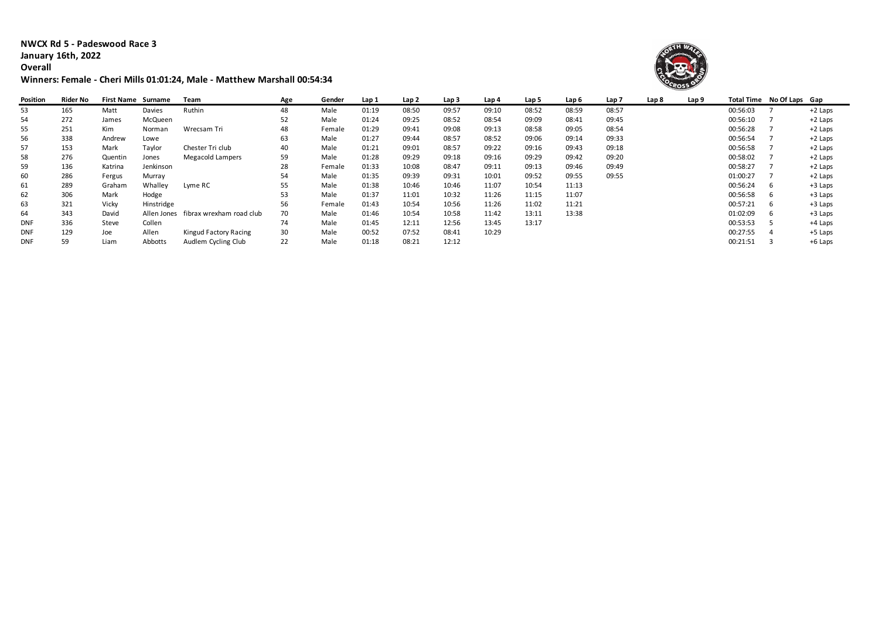**NWCX Rd 5 - Padeswood Race 3**
**January 16th, 2022**
**Overall**
**Winners: Female - Cheri Mills 01:01:24, Male - Matthew Marshall 00:54:34**

| Position | Rider No | First Name | Surname | Team | Age | Gender | Lap 1 | Lap 2 | Lap 3 | Lap 4 | Lap 5 | Lap 6 | Lap 7 | Lap 8 | Lap 9 | Total Time | No Of Laps | Gap |
|---|---|---|---|---|---|---|---|---|---|---|---|---|---|---|---|---|---|---|
| 53 | 165 | Matt | Davies | Ruthin | 48 | Male | 01:19 | 08:50 | 09:57 | 09:10 | 08:52 | 08:59 | 08:57 | | | 00:56:03 | 7 | +2 Laps |
| 54 | 272 | James | McQueen | | 52 | Male | 01:24 | 09:25 | 08:52 | 08:54 | 09:09 | 08:41 | 09:45 | | | 00:56:10 | 7 | +2 Laps |
| 55 | 251 | Kim | Norman | Wrecsam Tri | 48 | Female | 01:29 | 09:41 | 09:08 | 09:13 | 08:58 | 09:05 | 08:54 | | | 00:56:28 | 7 | +2 Laps |
| 56 | 338 | Andrew | Lowe | | 63 | Male | 01:27 | 09:44 | 08:57 | 08:52 | 09:06 | 09:14 | 09:33 | | | 00:56:54 | 7 | +2 Laps |
| 57 | 153 | Mark | Taylor | Chester Tri club | 40 | Male | 01:21 | 09:01 | 08:57 | 09:22 | 09:16 | 09:43 | 09:18 | | | 00:56:58 | 7 | +2 Laps |
| 58 | 276 | Quentin | Jones | Megacold Lampers | 59 | Male | 01:28 | 09:29 | 09:18 | 09:16 | 09:29 | 09:42 | 09:20 | | | 00:58:02 | 7 | +2 Laps |
| 59 | 136 | Katrina | Jenkinson | | 28 | Female | 01:33 | 10:08 | 08:47 | 09:11 | 09:13 | 09:46 | 09:49 | | | 00:58:27 | 7 | +2 Laps |
| 60 | 286 | Fergus | Murray | | 54 | Male | 01:35 | 09:39 | 09:31 | 10:01 | 09:52 | 09:55 | 09:55 | | | 01:00:27 | 7 | +2 Laps |
| 61 | 289 | Graham | Whalley | Lyme RC | 55 | Male | 01:38 | 10:46 | 10:46 | 11:07 | 10:54 | 11:13 | | | | 00:56:24 | 6 | +3 Laps |
| 62 | 306 | Mark | Hodge | | 53 | Male | 01:37 | 11:01 | 10:32 | 11:26 | 11:15 | 11:07 | | | | 00:56:58 | 6 | +3 Laps |
| 63 | 321 | Vicky | Hinstridge | | 56 | Female | 01:43 | 10:54 | 10:56 | 11:26 | 11:02 | 11:21 | | | | 00:57:21 | 6 | +3 Laps |
| 64 | 343 | David | Allen Jones | fibrax wrexham road club | 70 | Male | 01:46 | 10:54 | 10:58 | 11:42 | 13:11 | 13:38 | | | | 01:02:09 | 6 | +3 Laps |
| DNF | 336 | Steve | Collen | | 74 | Male | 01:45 | 12:11 | 12:56 | 13:45 | 13:17 | | | | | 00:53:53 | 5 | +4 Laps |
| DNF | 129 | Joe | Allen | Kingud Factory Racing | 30 | Male | 00:52 | 07:52 | 08:41 | 10:29 | | | | | | 00:27:55 | 4 | +5 Laps |
| DNF | 59 | Liam | Abbotts | Audlem Cycling Club | 22 | Male | 01:18 | 08:21 | 12:12 | | | | | | | 00:21:51 | 3 | +6 Laps |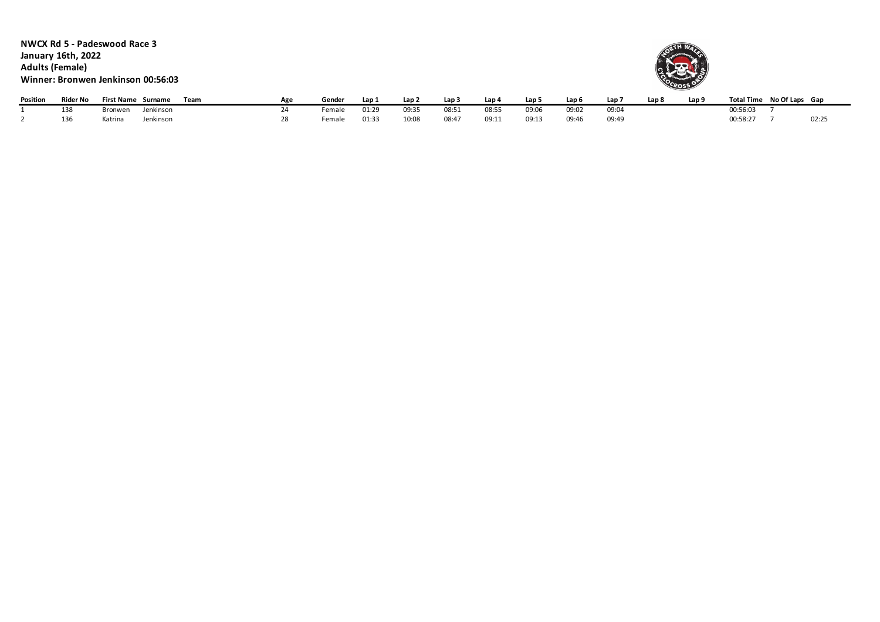**NWCX Rd 5 - Padeswood Race 3**
**January 16th, 2022**
**Adults (Female)**
**Winner: Bronwen Jenkinson 00:56:03**

| Position | Rider No | First Name | Surname | Team | Age | Gender | Lap 1 | Lap 2 | Lap 3 | Lap 4 | Lap 5 | Lap 6 | Lap 7 | Lap 8 | Lap 9 | Total Time | No Of Laps | Gap |
|---|---|---|---|---|---|---|---|---|---|---|---|---|---|---|---|---|---|---|
| 1 | 138 | Bronwen | Jenkinson | | 24 | Female | 01:29 | 09:35 | 08:51 | 08:55 | 09:06 | 09:02 | 09:04 | | | 00:56:03 | 7 | |
| 2 | 136 | Katrina | Jenkinson | | 28 | Female | 01:33 | 10:08 | 08:47 | 09:11 | 09:13 | 09:46 | 09:49 | | | 00:58:27 | 7 | 02:25 |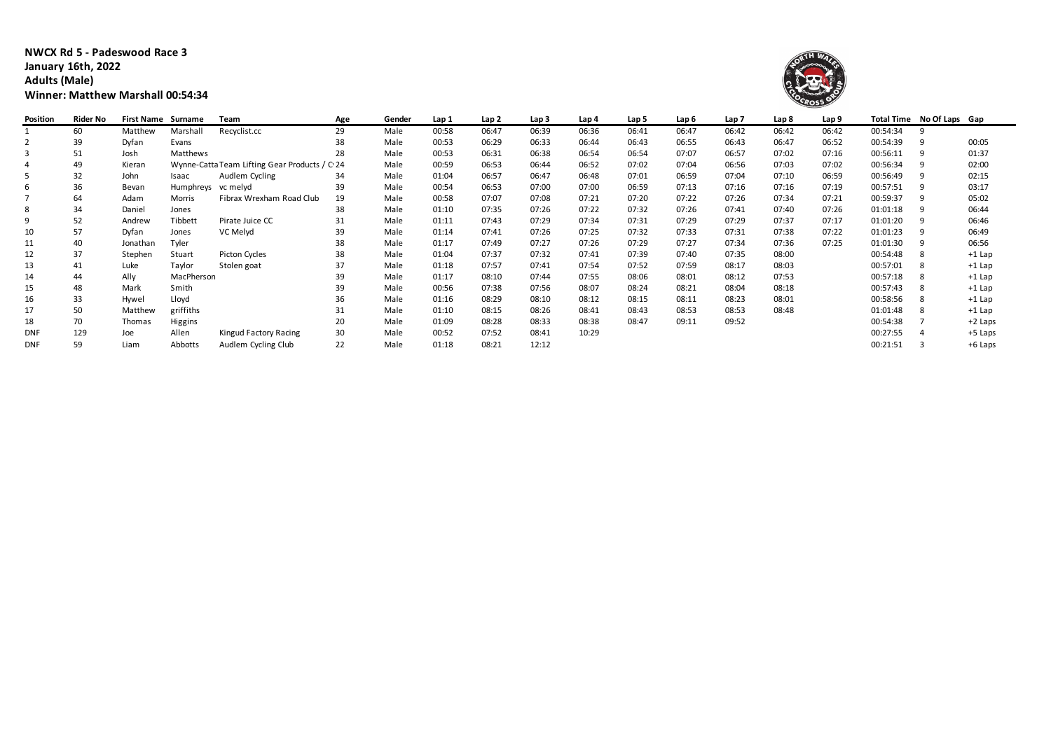**NWCX Rd 5 - Padeswood Race 3**
**January 16th, 2022**
**Adults (Male)**
**Winner: Matthew Marshall 00:54:34**

| Position | Rider No | First Name | Surname | Team | Age | Gender | Lap 1 | Lap 2 | Lap 3 | Lap 4 | Lap 5 | Lap 6 | Lap 7 | Lap 8 | Lap 9 | Total Time | No Of Laps | Gap |
|---|---|---|---|---|---|---|---|---|---|---|---|---|---|---|---|---|---|---|
| 1 | 60 | Matthew | Marshall | Recyclist.cc | 29 | Male | 00:58 | 06:47 | 06:39 | 06:36 | 06:41 | 06:47 | 06:42 | 06:42 | 06:42 | 00:54:34 | 9 | |
| 2 | 39 | Dyfan | Evans | | 38 | Male | 00:53 | 06:29 | 06:33 | 06:44 | 06:43 | 06:55 | 06:43 | 06:47 | 06:52 | 00:54:39 | 9 | 00:05 |
| 3 | 51 | Josh | Matthews | | 28 | Male | 00:53 | 06:31 | 06:38 | 06:54 | 06:54 | 07:07 | 06:57 | 07:02 | 07:16 | 00:56:11 | 9 | 01:37 |
| 4 | 49 | Kieran | Wynne-Catta | Team Lifting Gear Products / C | 24 | Male | 00:59 | 06:53 | 06:44 | 06:52 | 07:02 | 07:04 | 06:56 | 07:03 | 07:02 | 00:56:34 | 9 | 02:00 |
| 5 | 32 | John | Isaac | Audlem Cycling | 34 | Male | 01:04 | 06:57 | 06:47 | 06:48 | 07:01 | 06:59 | 07:04 | 07:10 | 06:59 | 00:56:49 | 9 | 02:15 |
| 6 | 36 | Bevan | Humphreys | vc melyd | 39 | Male | 00:54 | 06:53 | 07:00 | 07:00 | 06:59 | 07:13 | 07:16 | 07:16 | 07:19 | 00:57:51 | 9 | 03:17 |
| 7 | 64 | Adam | Morris | Fibrax Wrexham Road Club | 19 | Male | 00:58 | 07:07 | 07:08 | 07:21 | 07:20 | 07:22 | 07:26 | 07:34 | 07:21 | 00:59:37 | 9 | 05:02 |
| 8 | 34 | Daniel | Jones | | 38 | Male | 01:10 | 07:35 | 07:26 | 07:22 | 07:32 | 07:26 | 07:41 | 07:40 | 07:26 | 01:01:18 | 9 | 06:44 |
| 9 | 52 | Andrew | Tibbett | Pirate Juice CC | 31 | Male | 01:11 | 07:43 | 07:29 | 07:34 | 07:31 | 07:29 | 07:29 | 07:37 | 07:17 | 01:01:20 | 9 | 06:46 |
| 10 | 57 | Dyfan | Jones | VC Melyd | 39 | Male | 01:14 | 07:41 | 07:26 | 07:25 | 07:32 | 07:33 | 07:31 | 07:38 | 07:22 | 01:01:23 | 9 | 06:49 |
| 11 | 40 | Jonathan | Tyler | | 38 | Male | 01:17 | 07:49 | 07:27 | 07:26 | 07:29 | 07:27 | 07:34 | 07:36 | 07:25 | 01:01:30 | 9 | 06:56 |
| 12 | 37 | Stephen | Stuart | Picton Cycles | 38 | Male | 01:04 | 07:37 | 07:32 | 07:41 | 07:39 | 07:40 | 07:35 | 08:00 | | 00:54:48 | 8 | +1 Lap |
| 13 | 41 | Luke | Taylor | Stolen goat | 37 | Male | 01:18 | 07:57 | 07:41 | 07:54 | 07:52 | 07:59 | 08:17 | 08:03 | | 00:57:01 | 8 | +1 Lap |
| 14 | 44 | Ally | MacPherson | | 39 | Male | 01:17 | 08:10 | 07:44 | 07:55 | 08:06 | 08:01 | 08:12 | 07:53 | | 00:57:18 | 8 | +1 Lap |
| 15 | 48 | Mark | Smith | | 39 | Male | 00:56 | 07:38 | 07:56 | 08:07 | 08:24 | 08:21 | 08:04 | 08:18 | | 00:57:43 | 8 | +1 Lap |
| 16 | 33 | Hywel | Lloyd | | 36 | Male | 01:16 | 08:29 | 08:10 | 08:12 | 08:15 | 08:11 | 08:23 | 08:01 | | 00:58:56 | 8 | +1 Lap |
| 17 | 50 | Matthew | griffiths | | 31 | Male | 01:10 | 08:15 | 08:26 | 08:41 | 08:43 | 08:53 | 08:53 | 08:48 | | 01:01:48 | 8 | +1 Lap |
| 18 | 70 | Thomas | Higgins | | 20 | Male | 01:09 | 08:28 | 08:33 | 08:38 | 08:47 | 09:11 | 09:52 | | | 00:54:38 | 7 | +2 Laps |
| DNF | 129 | Joe | Allen | Kingud Factory Racing | 30 | Male | 00:52 | 07:52 | 08:41 | 10:29 | | | | | | 00:27:55 | 4 | +5 Laps |
| DNF | 59 | Liam | Abbotts | Audlem Cycling Club | 22 | Male | 01:18 | 08:21 | 12:12 | | | | | | | 00:21:51 | 3 | +6 Laps |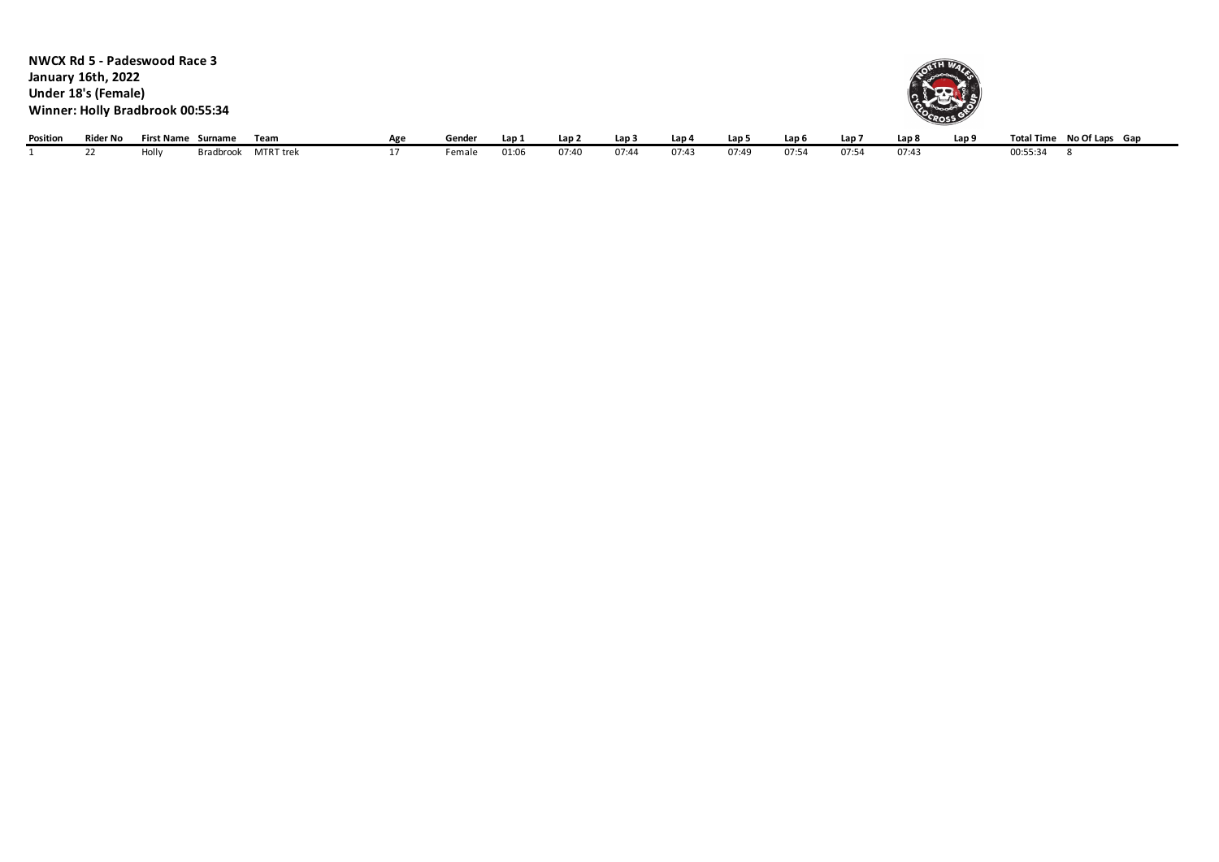**NWCX Rd 5 - Padeswood Race 3**
**January 16th, 2022**
**Under 18's (Female)**
**Winner: Holly Bradbrook 00:55:34**

| Position | Rider No | First Name | Surname | Team | Age | Gender | Lap 1 | Lap 2 | Lap 3 | Lap 4 | Lap 5 | Lap 6 | Lap 7 | Lap 8 | Lap 9 | Total Time | No Of Laps | Gap |
|---|---|---|---|---|---|---|---|---|---|---|---|---|---|---|---|---|---|---|
| 1 | 22 | Holly | Bradbrook | MTRT trek | 17 | Female | 01:06 | 07:40 | 07:44 | 07:43 | 07:49 | 07:54 | 07:54 | 07:43 | | 00:55:34 | 8 | |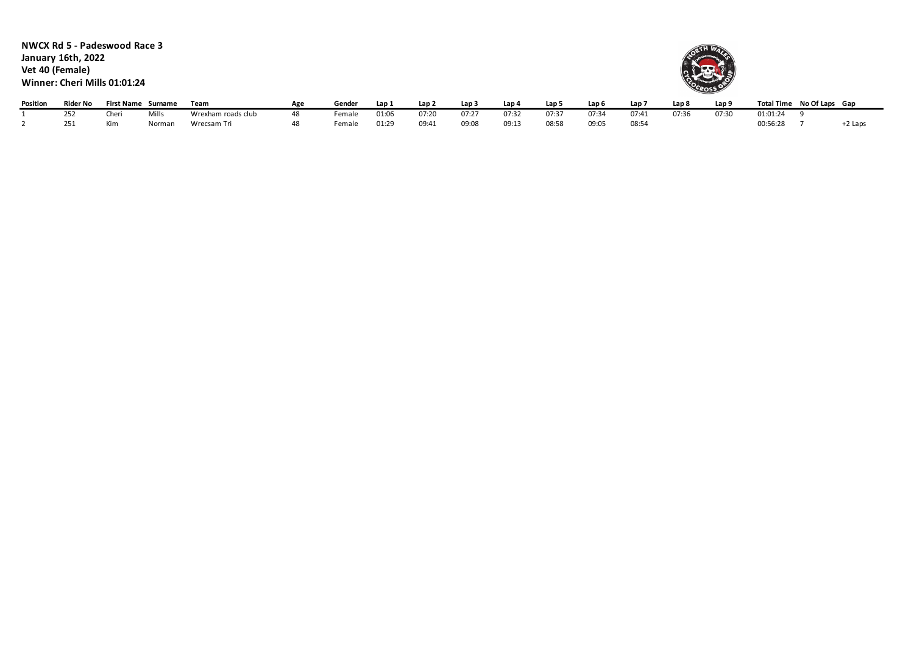**NWCX Rd 5 - Padeswood Race 3**
**January 16th, 2022**
**Vet 40 (Female)**
**Winner: Cheri Mills 01:01:24**

| Position | Rider No | First Name | Surname | Team | Age | Gender | Lap 1 | Lap 2 | Lap 3 | Lap 4 | Lap 5 | Lap 6 | Lap 7 | Lap 8 | Lap 9 | Total Time | No Of Laps | Gap |
|---|---|---|---|---|---|---|---|---|---|---|---|---|---|---|---|---|---|---|
| 1 | 252 | Cheri | Mills | Wrexham roads club | 48 | Female | 01:06 | 07:20 | 07:27 | 07:32 | 07:37 | 07:34 | 07:41 | 07:36 | 07:30 | 01:01:24 | 9 | |
| 2 | 251 | Kim | Norman | Wrecsam Tri | 48 | Female | 01:29 | 09:41 | 09:08 | 09:13 | 08:58 | 09:05 | 08:54 | | | 00:56:28 | 7 | +2 Laps |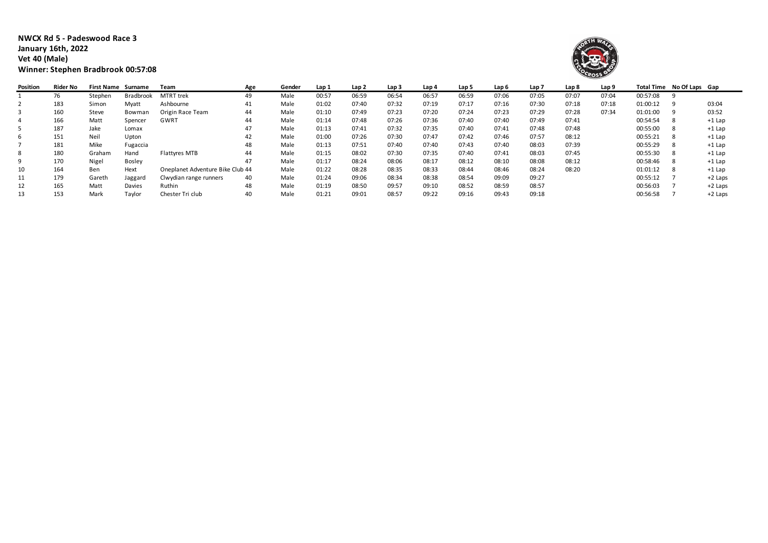**NWCX Rd 5 - Padeswood Race 3**
**January 16th, 2022**
**Vet 40 (Male)**
**Winner: Stephen Bradbrook 00:57:08**

| Position | Rider No | First Name | Surname | Team | Age | Gender | Lap 1 | Lap 2 | Lap 3 | Lap 4 | Lap 5 | Lap 6 | Lap 7 | Lap 8 | Lap 9 | Total Time | No Of Laps | Gap |
|---|---|---|---|---|---|---|---|---|---|---|---|---|---|---|---|---|---|---|
| 1 | 76 | Stephen | Bradbrook | MTRT trek | 49 | Male | 00:57 | 06:59 | 06:54 | 06:57 | 06:59 | 07:06 | 07:05 | 07:07 | 07:04 | 00:57:08 | 9 | |
| 2 | 183 | Simon | Myatt | Ashbourne | 41 | Male | 01:02 | 07:40 | 07:32 | 07:19 | 07:17 | 07:16 | 07:30 | 07:18 | 07:18 | 01:00:12 | 9 | 03:04 |
| 3 | 160 | Steve | Bowman | Origin Race Team | 44 | Male | 01:10 | 07:49 | 07:23 | 07:20 | 07:24 | 07:23 | 07:29 | 07:28 | 07:34 | 01:01:00 | 9 | 03:52 |
| 4 | 166 | Matt | Spencer | GWRT | 44 | Male | 01:14 | 07:48 | 07:26 | 07:36 | 07:40 | 07:40 | 07:49 | 07:41 | | 00:54:54 | 8 | +1 Lap |
| 5 | 187 | Jake | Lomax | | 47 | Male | 01:13 | 07:41 | 07:32 | 07:35 | 07:40 | 07:41 | 07:48 | 07:48 | | 00:55:00 | 8 | +1 Lap |
| 6 | 151 | Neil | Upton | | 42 | Male | 01:00 | 07:26 | 07:30 | 07:47 | 07:42 | 07:46 | 07:57 | 08:12 | | 00:55:21 | 8 | +1 Lap |
| 7 | 181 | Mike | Fugaccia | | 48 | Male | 01:13 | 07:51 | 07:40 | 07:40 | 07:43 | 07:40 | 08:03 | 07:39 | | 00:55:29 | 8 | +1 Lap |
| 8 | 180 | Graham | Hand | Flattyres MTB | 44 | Male | 01:15 | 08:02 | 07:30 | 07:35 | 07:40 | 07:41 | 08:03 | 07:45 | | 00:55:30 | 8 | +1 Lap |
| 9 | 170 | Nigel | Bosley | | 47 | Male | 01:17 | 08:24 | 08:06 | 08:17 | 08:12 | 08:10 | 08:08 | 08:12 | | 00:58:46 | 8 | +1 Lap |
| 10 | 164 | Ben | Hext | Oneplanet Adventure Bike Club | 44 | Male | 01:22 | 08:28 | 08:35 | 08:33 | 08:44 | 08:46 | 08:24 | 08:20 | | 01:01:12 | 8 | +1 Lap |
| 11 | 179 | Gareth | Jaggard | Clwydian range runners | 40 | Male | 01:24 | 09:06 | 08:34 | 08:38 | 08:54 | 09:09 | 09:27 | | | 00:55:12 | 7 | +2 Laps |
| 12 | 165 | Matt | Davies | Ruthin | 48 | Male | 01:19 | 08:50 | 09:57 | 09:10 | 08:52 | 08:59 | 08:57 | | | 00:56:03 | 7 | +2 Laps |
| 13 | 153 | Mark | Taylor | Chester Tri club | 40 | Male | 01:21 | 09:01 | 08:57 | 09:22 | 09:16 | 09:43 | 09:18 | | | 00:56:58 | 7 | +2 Laps |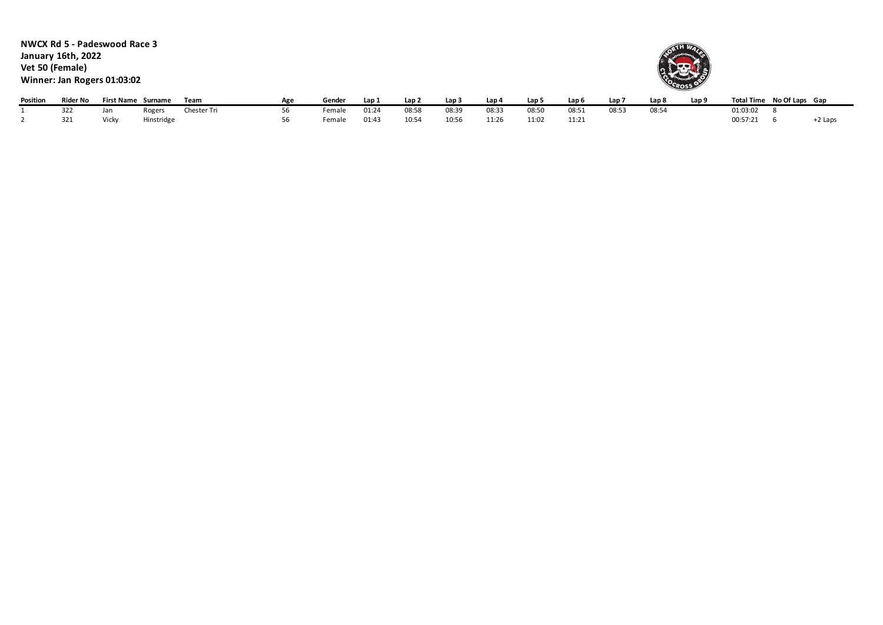**NWCX Rd 5 - Padeswood Race 3**
**January 16th, 2022**
**Vet 50 (Female)**
**Winner: Jan Rogers 01:03:02**

| Position | Rider No | First Name | Surname | Team | Age | Gender | Lap 1 | Lap 2 | Lap 3 | Lap 4 | Lap 5 | Lap 6 | Lap 7 | Lap 8 | Lap 9 | Total Time | No Of Laps | Gap |
|---|---|---|---|---|---|---|---|---|---|---|---|---|---|---|---|---|---|---|
| 1 | 322 | Jan | Rogers | Chester Tri | 56 | Female | 01:24 | 08:58 | 08:39 | 08:33 | 08:50 | 08:51 | 08:53 | 08:54 | | 01:03:02 | 8 | |
| 2 | 321 | Vicky | Hinstridge | | 56 | Female | 01:43 | 10:54 | 10:56 | 11:26 | 11:02 | 11:21 | | | | 00:57:21 | 6 | +2 Laps |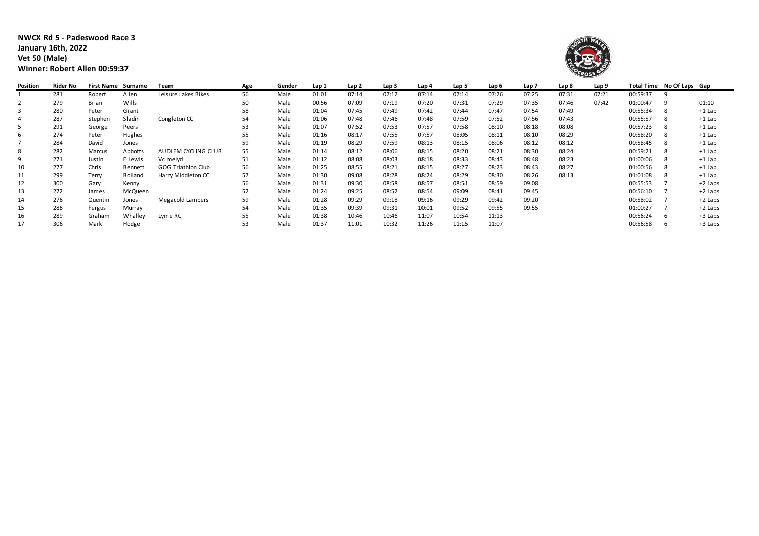**NWCX Rd 5 - Padeswood Race 3**
**January 16th, 2022**
**Vet 50 (Male)**
**Winner: Robert Allen 00:59:37**

| Position | Rider No | First Name | Surname | Team | Age | Gender | Lap 1 | Lap 2 | Lap 3 | Lap 4 | Lap 5 | Lap 6 | Lap 7 | Lap 8 | Lap 9 | Total Time | No Of Laps | Gap |
|---|---|---|---|---|---|---|---|---|---|---|---|---|---|---|---|---|---|---|
| 1 | 281 | Robert | Allen | Leisure Lakes Bikes | 56 | Male | 01:01 | 07:14 | 07:12 | 07:14 | 07:14 | 07:26 | 07:25 | 07:31 | 07:21 | 00:59:37 | 9 | |
| 2 | 279 | Brian | Wills | | 50 | Male | 00:56 | 07:09 | 07:19 | 07:20 | 07:31 | 07:29 | 07:35 | 07:46 | 07:42 | 01:00:47 | 9 | 01:10 |
| 3 | 280 | Peter | Grant | | 58 | Male | 01:04 | 07:45 | 07:49 | 07:42 | 07:44 | 07:47 | 07:54 | 07:49 | | 00:55:34 | 8 | +1 Lap |
| 4 | 287 | Stephen | Sladin | Congleton CC | 54 | Male | 01:06 | 07:48 | 07:46 | 07:48 | 07:59 | 07:52 | 07:56 | 07:43 | | 00:55:57 | 8 | +1 Lap |
| 5 | 291 | George | Peers | | 53 | Male | 01:07 | 07:52 | 07:53 | 07:57 | 07:58 | 08:10 | 08:18 | 08:08 | | 00:57:23 | 8 | +1 Lap |
| 6 | 274 | Peter | Hughes | | 55 | Male | 01:16 | 08:17 | 07:55 | 07:57 | 08:05 | 08:11 | 08:10 | 08:29 | | 00:58:20 | 8 | +1 Lap |
| 7 | 284 | David | Jones | | 59 | Male | 01:19 | 08:29 | 07:59 | 08:13 | 08:15 | 08:06 | 08:12 | 08:12 | | 00:58:45 | 8 | +1 Lap |
| 8 | 282 | Marcus | Abbotts | AUDLEM CYCLING CLUB | 55 | Male | 01:14 | 08:12 | 08:06 | 08:15 | 08:20 | 08:21 | 08:30 | 08:24 | | 00:59:21 | 8 | +1 Lap |
| 9 | 271 | Justin | E Lewis | Vc melyd | 51 | Male | 01:12 | 08:08 | 08:03 | 08:18 | 08:33 | 08:43 | 08:48 | 08:23 | | 01:00:06 | 8 | +1 Lap |
| 10 | 277 | Chris | Bennett | GOG Triathlon Club | 56 | Male | 01:25 | 08:55 | 08:21 | 08:15 | 08:27 | 08:23 | 08:43 | 08:27 | | 01:00:56 | 8 | +1 Lap |
| 11 | 299 | Terry | Bolland | Harry Middleton CC | 57 | Male | 01:30 | 09:08 | 08:28 | 08:24 | 08:29 | 08:30 | 08:26 | 08:13 | | 01:01:08 | 8 | +1 Lap |
| 12 | 300 | Gary | Kenny | | 56 | Male | 01:31 | 09:30 | 08:58 | 08:57 | 08:51 | 08:59 | 09:08 | | | 00:55:53 | 7 | +2 Laps |
| 13 | 272 | James | McQueen | | 52 | Male | 01:24 | 09:25 | 08:52 | 08:54 | 09:09 | 08:41 | 09:45 | | | 00:56:10 | 7 | +2 Laps |
| 14 | 276 | Quentin | Jones | Megacold Lampers | 59 | Male | 01:28 | 09:29 | 09:18 | 09:16 | 09:29 | 09:42 | 09:20 | | | 00:58:02 | 7 | +2 Laps |
| 15 | 286 | Fergus | Murray | | 54 | Male | 01:35 | 09:39 | 09:31 | 10:01 | 09:52 | 09:55 | 09:55 | | | 01:00:27 | 7 | +2 Laps |
| 16 | 289 | Graham | Whalley | Lyme RC | 55 | Male | 01:38 | 10:46 | 10:46 | 11:07 | 10:54 | 11:13 | | | | 00:56:24 | 6 | +3 Laps |
| 17 | 306 | Mark | Hodge | | 53 | Male | 01:37 | 11:01 | 10:32 | 11:26 | 11:15 | 11:07 | | | | 00:56:58 | 6 | +3 Laps |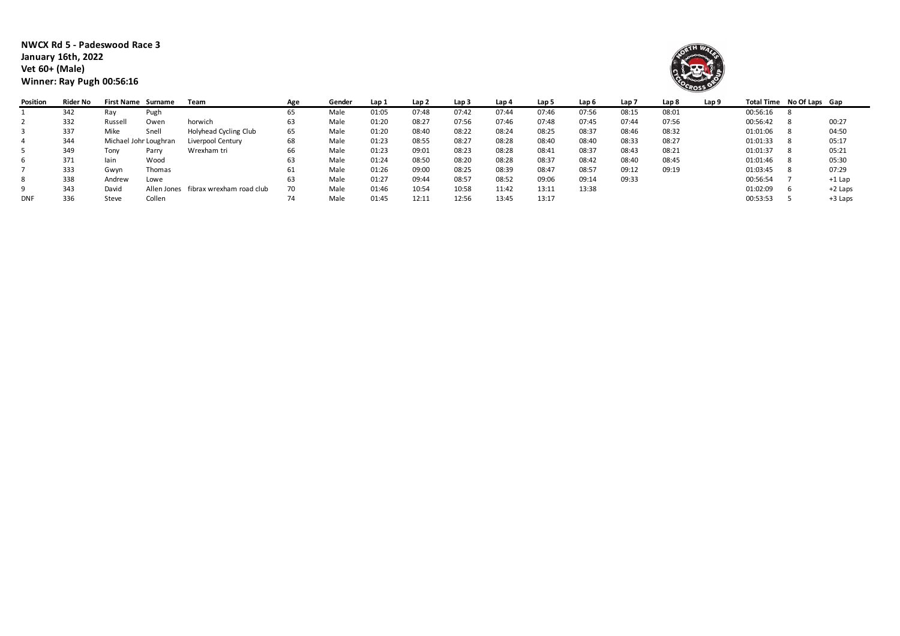**NWCX Rd 5 - Padeswood Race 3**
**January 16th, 2022**
**Vet 60+ (Male)**
**Winner: Ray Pugh 00:56:16**

| Position | Rider No | First Name | Surname | Team | Age | Gender | Lap 1 | Lap 2 | Lap 3 | Lap 4 | Lap 5 | Lap 6 | Lap 7 | Lap 8 | Lap 9 | Total Time | No Of Laps | Gap |
|---|---|---|---|---|---|---|---|---|---|---|---|---|---|---|---|---|---|---|
| 1 | 342 | Ray | Pugh | | 65 | Male | 01:05 | 07:48 | 07:42 | 07:44 | 07:46 | 07:56 | 08:15 | 08:01 | | 00:56:16 | 8 | |
| 2 | 332 | Russell | Owen | horwich | 63 | Male | 01:20 | 08:27 | 07:56 | 07:46 | 07:48 | 07:45 | 07:44 | 07:56 | | 00:56:42 | 8 | 00:27 |
| 3 | 337 | Mike | Snell | Holyhead Cycling Club | 65 | Male | 01:20 | 08:40 | 08:22 | 08:24 | 08:25 | 08:37 | 08:46 | 08:32 | | 01:01:06 | 8 | 04:50 |
| 4 | 344 | Michael John | Loughran | Liverpool Century | 68 | Male | 01:23 | 08:55 | 08:27 | 08:28 | 08:40 | 08:40 | 08:33 | 08:27 | | 01:01:33 | 8 | 05:17 |
| 5 | 349 | Tony | Parry | Wrexham tri | 66 | Male | 01:23 | 09:01 | 08:23 | 08:28 | 08:41 | 08:37 | 08:43 | 08:21 | | 01:01:37 | 8 | 05:21 |
| 6 | 371 | Iain | Wood | | 63 | Male | 01:24 | 08:50 | 08:20 | 08:28 | 08:37 | 08:42 | 08:40 | 08:45 | | 01:01:46 | 8 | 05:30 |
| 7 | 333 | Gwyn | Thomas | | 61 | Male | 01:26 | 09:00 | 08:25 | 08:39 | 08:47 | 08:57 | 09:12 | 09:19 | | 01:03:45 | 8 | 07:29 |
| 8 | 338 | Andrew | Lowe | | 63 | Male | 01:27 | 09:44 | 08:57 | 08:52 | 09:06 | 09:14 | 09:33 | | | 00:56:54 | 7 | +1 Lap |
| 9 | 343 | David | Allen Jones | fibrax wrexham road club | 70 | Male | 01:46 | 10:54 | 10:58 | 11:42 | 13:11 | 13:38 | | | | 01:02:09 | 6 | +2 Laps |
| DNF | 336 | Steve | Collen | | 74 | Male | 01:45 | 12:11 | 12:56 | 13:45 | 13:17 | | | | | 00:53:53 | 5 | +3 Laps |